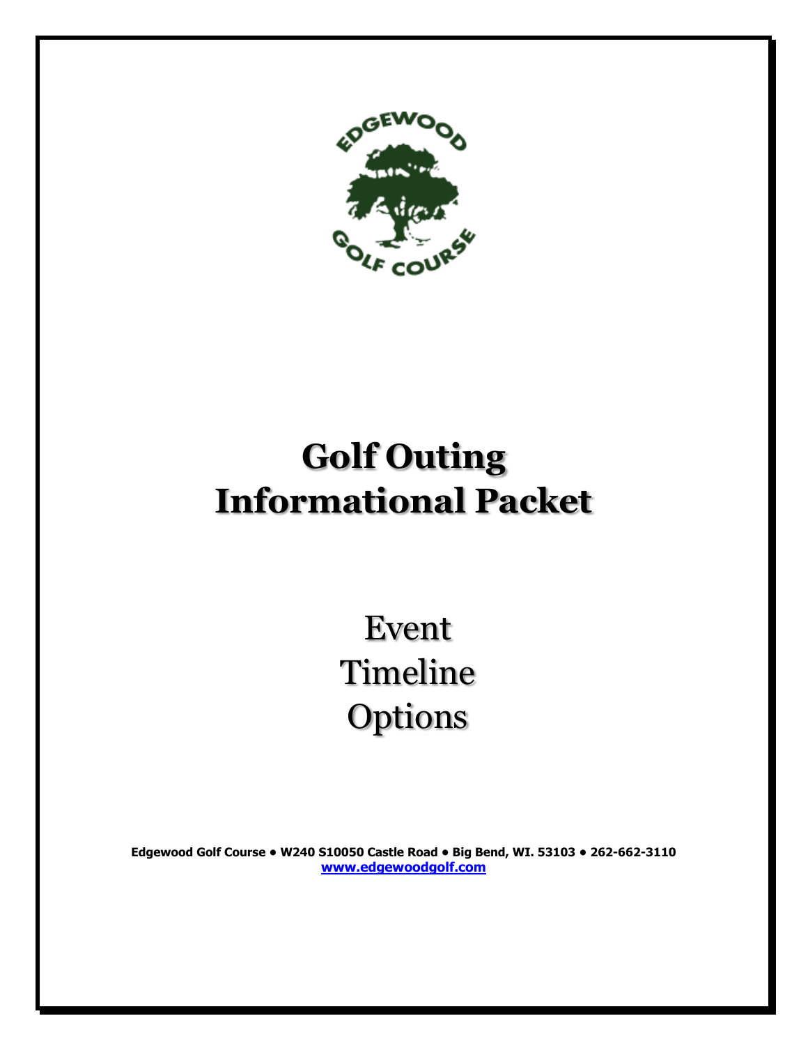# Golf Outing Informational Packet

Event

Timeline

Options

**Edgewood Golf Course • W240 S10050 Castle Road • Big Bend, WI. 53103 • 262-662-3110**
**www.edgewoodgolf.com**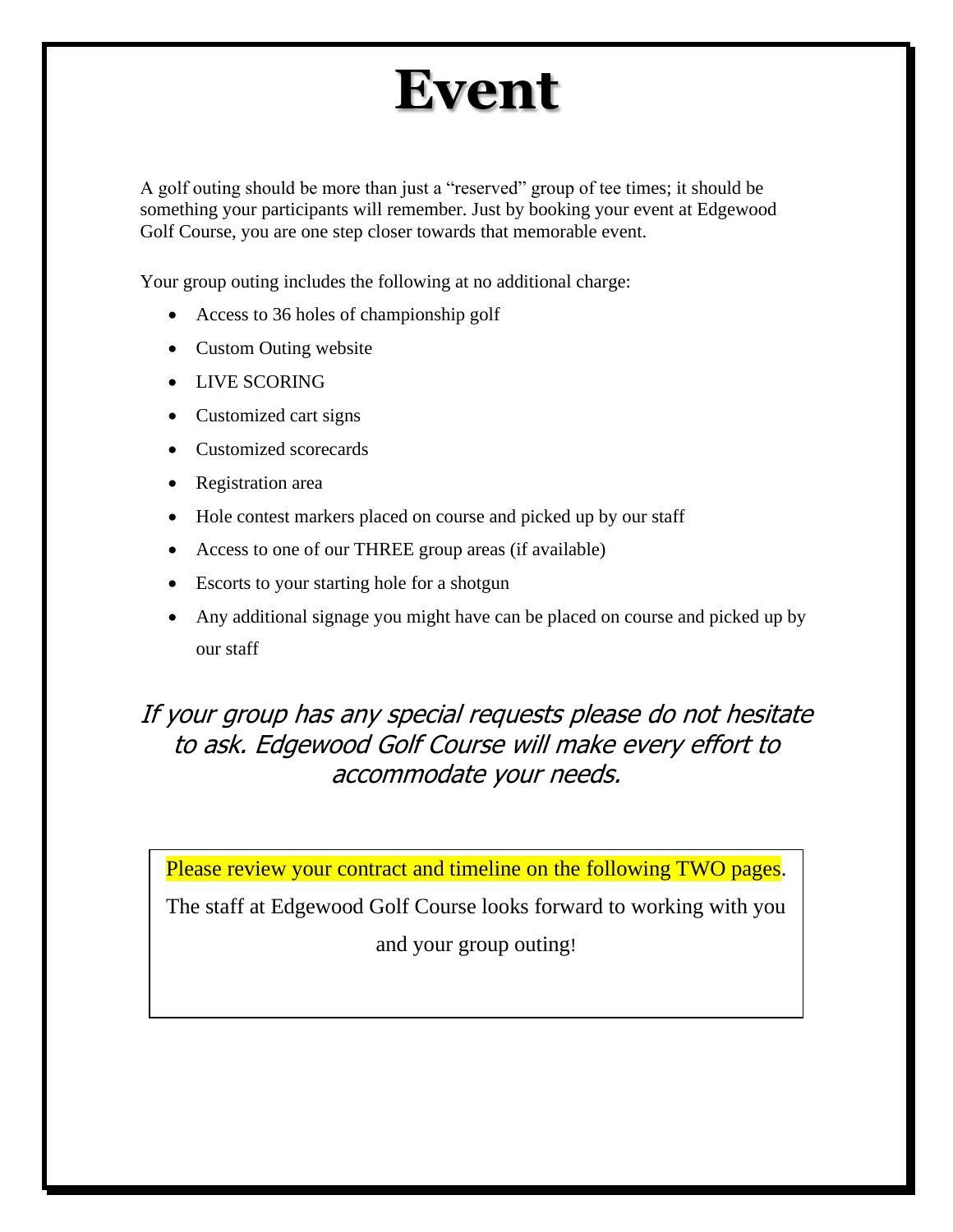# Event

A golf outing should be more than just a "reserved" group of tee times; it should be something your participants will remember. Just by booking your event at Edgewood Golf Course, you are one step closer towards that memorable event.

Your group outing includes the following at no additional charge:

- Access to 36 holes of championship golf
- Custom Outing website
- LIVE SCORING
- Customized cart signs
- Customized scorecards
- Registration area
- Hole contest markers placed on course and picked up by our staff
- Access to one of our THREE group areas (if available)
- Escorts to your starting hole for a shotgun
- Any additional signage you might have can be placed on course and picked up by our staff

*If your group has any special requests please do not hesitate to ask. Edgewood Golf Course will make every effort to accommodate your needs.*

Please review your contract and timeline on the following TWO pages. The staff at Edgewood Golf Course looks forward to working with you and your group outing!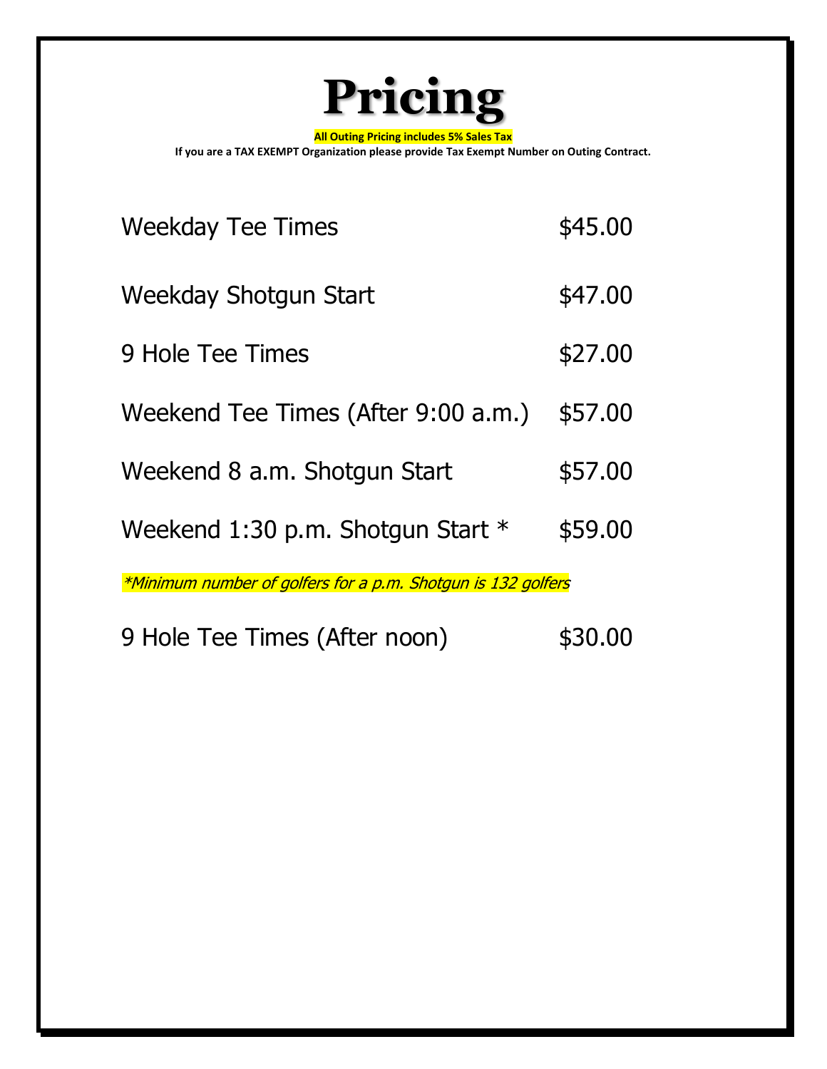# Pricing

**All Outing Pricing includes 5% Sales Tax**

**If you are a TAX EXEMPT Organization please provide Tax Exempt Number on Outing Contract.**

| | |
|---|---|
| Weekday Tee Times | $45.00 |
| Weekday Shotgun Start | $47.00 |
| 9 Hole Tee Times | $27.00 |
| Weekend Tee Times (After 9:00 a.m.) | $57.00 |
| Weekend 8 a.m. Shotgun Start | $57.00 |
| Weekend 1:30 p.m. Shotgun Start * | $59.00 |

*\*Minimum number of golfers for a p.m. Shotgun is 132 golfers*

| | |
|---|---|
| 9 Hole Tee Times (After noon) | $30.00 |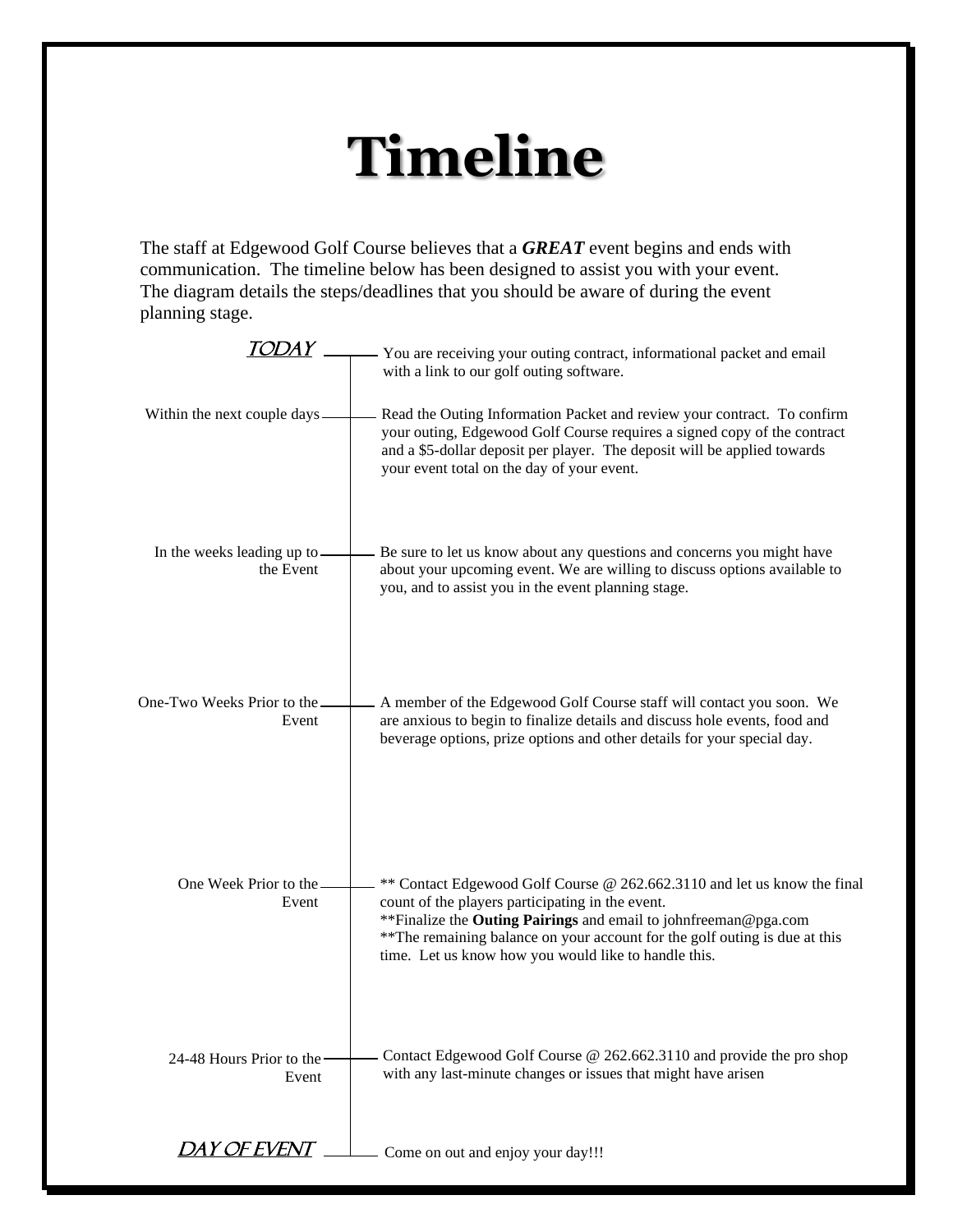# Timeline

The staff at Edgewood Golf Course believes that a ***GREAT*** event begins and ends with communication. The timeline below has been designed to assist you with your event. The diagram details the steps/deadlines that you should be aware of during the event planning stage.

| | |
|---|---|
| *TODAY* | You are receiving your outing contract, informational packet and email with a link to our golf outing software. |
| Within the next couple days | Read the Outing Information Packet and review your contract. To confirm your outing, Edgewood Golf Course requires a signed copy of the contract and a $5-dollar deposit per player. The deposit will be applied towards your event total on the day of your event. |
| In the weeks leading up to the Event | Be sure to let us know about any questions and concerns you might have about your upcoming event. We are willing to discuss options available to you, and to assist you in the event planning stage. |
| One-Two Weeks Prior to the Event | A member of the Edgewood Golf Course staff will contact you soon. We are anxious to begin to finalize details and discuss hole events, food and beverage options, prize options and other details for your special day. |
| One Week Prior to the Event | ** Contact Edgewood Golf Course @ 262.662.3110 and let us know the final count of the players participating in the event.<br>**Finalize the **Outing Pairings** and email to johnfreeman@pga.com<br>**The remaining balance on your account for the golf outing is due at this time. Let us know how you would like to handle this. |
| 24-48 Hours Prior to the Event | Contact Edgewood Golf Course @ 262.662.3110 and provide the pro shop with any last-minute changes or issues that might have arisen |
| *DAY OF EVENT* | Come on out and enjoy your day!!! |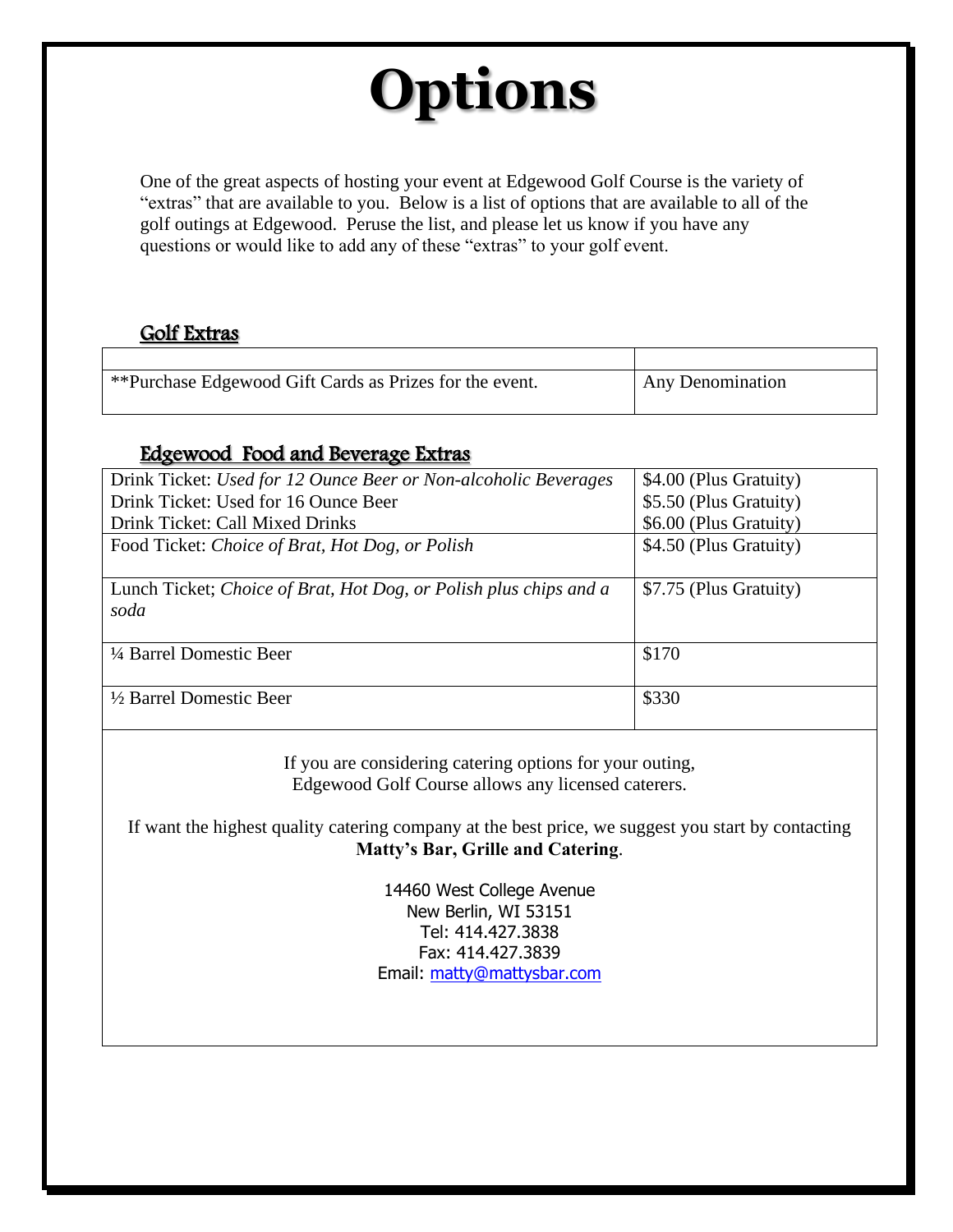# Options

One of the great aspects of hosting your event at Edgewood Golf Course is the variety of "extras" that are available to you. Below is a list of options that are available to all of the golf outings at Edgewood. Peruse the list, and please let us know if you have any questions or would like to add any of these "extras" to your golf event.

## Golf Extras

| | |
|---|---|
| **Purchase Edgewood Gift Cards as Prizes for the event. | Any Denomination |

## Edgewood Food and Beverage Extras

| | |
|---|---|
| Drink Ticket: *Used for 12 Ounce Beer or Non-alcoholic Beverages* | $4.00 (Plus Gratuity) |
| Drink Ticket: Used for 16 Ounce Beer | $5.50 (Plus Gratuity) |
| Drink Ticket: Call Mixed Drinks | $6.00 (Plus Gratuity) |
| Food Ticket: *Choice of Brat, Hot Dog, or Polish* | $4.50 (Plus Gratuity) |
| Lunch Ticket; *Choice of Brat, Hot Dog, or Polish plus chips and a soda* | $7.75 (Plus Gratuity) |
| ¼ Barrel Domestic Beer | $170 |
| ½ Barrel Domestic Beer | $330 |

If you are considering catering options for your outing, Edgewood Golf Course allows any licensed caterers.

If want the highest quality catering company at the best price, we suggest you start by contacting **Matty's Bar, Grille and Catering**.

14460 West College Avenue
New Berlin, WI 53151
Tel: 414.427.3838
Fax: 414.427.3839
Email: matty@mattysbar.com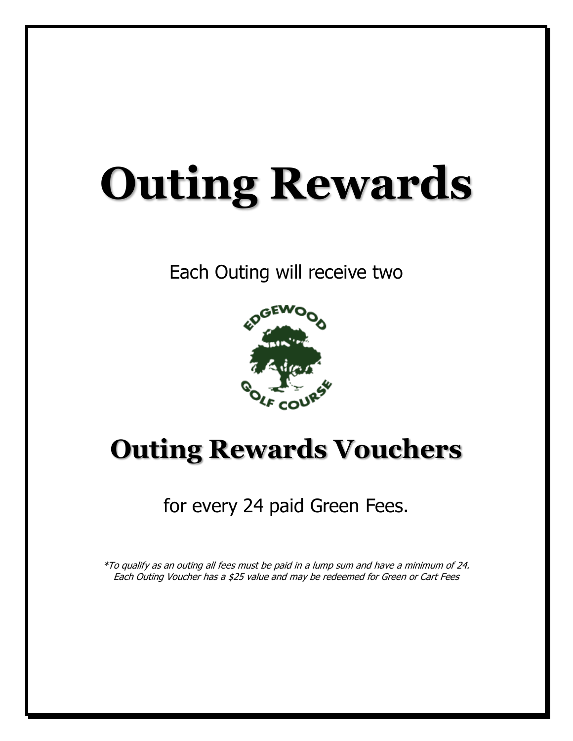# Outing Rewards

Each Outing will receive two

EDGEWOOD GOLF COURSE

## Outing Rewards Vouchers

for every 24 paid Green Fees.

*\*To qualify as an outing all fees must be paid in a lump sum and have a minimum of 24.*
*Each Outing Voucher has a $25 value and may be redeemed for Green or Cart Fees*